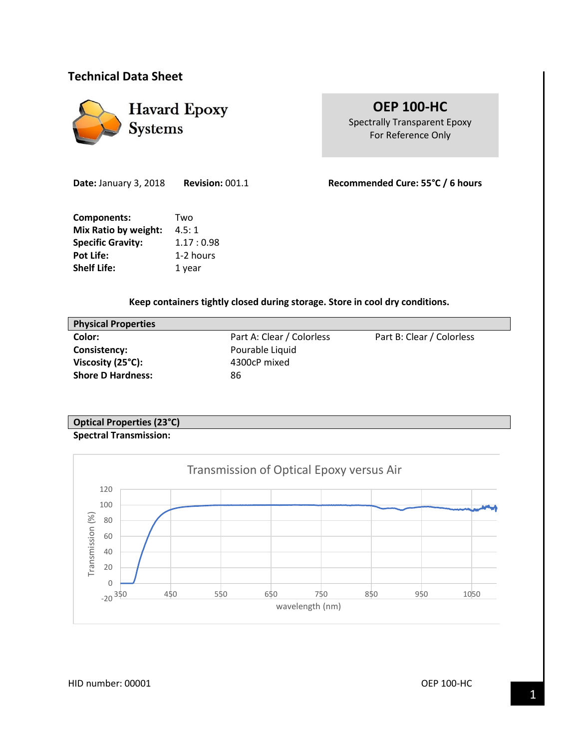## Technical Data Sheet

**Havard Epoxy Systems**

**OEP 100-HC**
Spectrally Transparent Epoxy
For Reference Only

**Date:** January 3, 2018 **Revision:** 001.1 **Recommended Cure: 55°C / 6 hours**

| | |
|---|---|
| **Components:** | Two |
| **Mix Ratio by weight:** | 4.5: 1 |
| **Specific Gravity:** | 1.17 : 0.98 |
| **Pot Life:** | 1-2 hours |
| **Shelf Life:** | 1 year |

**Keep containers tightly closed during storage. Store in cool dry conditions.**

| Physical Properties | | |
|---|---|---|
| **Color:** | Part A: Clear / Colorless | Part B: Clear / Colorless |
| **Consistency:** | Pourable Liquid | |
| **Viscosity (25°C):** | 4300cP mixed | |
| **Shore D Hardness:** | 86 | |

### Optical Properties (23°C)

**Spectral Transmission:**

Transmission of Optical Epoxy versus Air

Transmission (%): -20, 0, 20, 40, 60, 80, 100, 120

wavelength (nm): 350, 450, 550, 650, 750, 850, 950, 1050

HID number: 00001 OEP 100-HC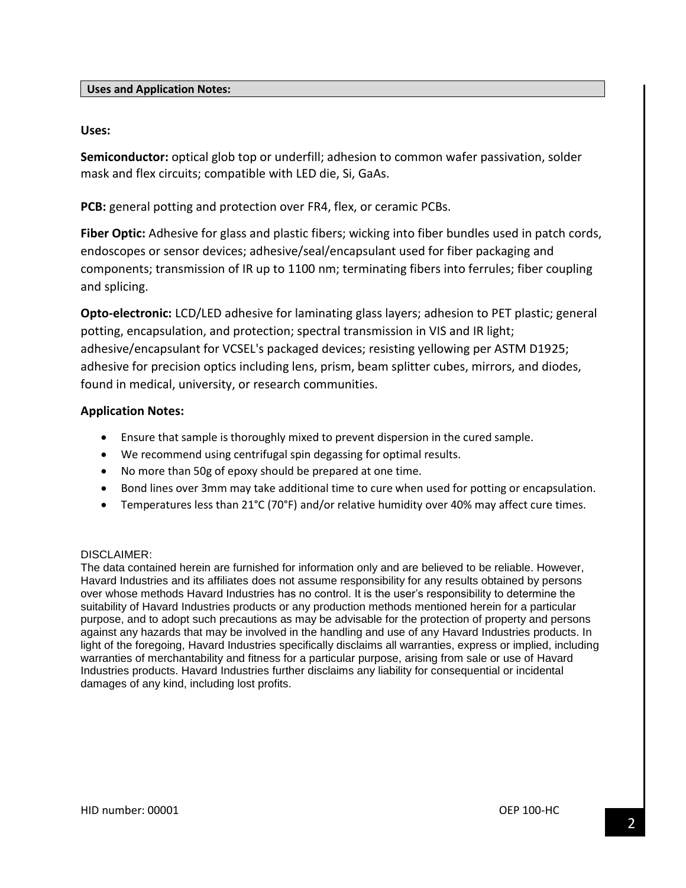## Uses and Application Notes:

### Uses:

**Semiconductor:** optical glob top or underfill; adhesion to common wafer passivation, solder mask and flex circuits; compatible with LED die, Si, GaAs.

**PCB:** general potting and protection over FR4, flex, or ceramic PCBs.

**Fiber Optic:** Adhesive for glass and plastic fibers; wicking into fiber bundles used in patch cords, endoscopes or sensor devices; adhesive/seal/encapsulant used for fiber packaging and components; transmission of IR up to 1100 nm; terminating fibers into ferrules; fiber coupling and splicing.

**Opto-electronic:** LCD/LED adhesive for laminating glass layers; adhesion to PET plastic; general potting, encapsulation, and protection; spectral transmission in VIS and IR light; adhesive/encapsulant for VCSEL's packaged devices; resisting yellowing per ASTM D1925; adhesive for precision optics including lens, prism, beam splitter cubes, mirrors, and diodes, found in medical, university, or research communities.

### Application Notes:

- Ensure that sample is thoroughly mixed to prevent dispersion in the cured sample.
- We recommend using centrifugal spin degassing for optimal results.
- No more than 50g of epoxy should be prepared at one time.
- Bond lines over 3mm may take additional time to cure when used for potting or encapsulation.
- Temperatures less than 21°C (70°F) and/or relative humidity over 40% may affect cure times.

DISCLAIMER:
The data contained herein are furnished for information only and are believed to be reliable. However, Havard Industries and its affiliates does not assume responsibility for any results obtained by persons over whose methods Havard Industries has no control. It is the user's responsibility to determine the suitability of Havard Industries products or any production methods mentioned herein for a particular purpose, and to adopt such precautions as may be advisable for the protection of property and persons against any hazards that may be involved in the handling and use of any Havard Industries products. In light of the foregoing, Havard Industries specifically disclaims all warranties, express or implied, including warranties of merchantability and fitness for a particular purpose, arising from sale or use of Havard Industries products. Havard Industries further disclaims any liability for consequential or incidental damages of any kind, including lost profits.